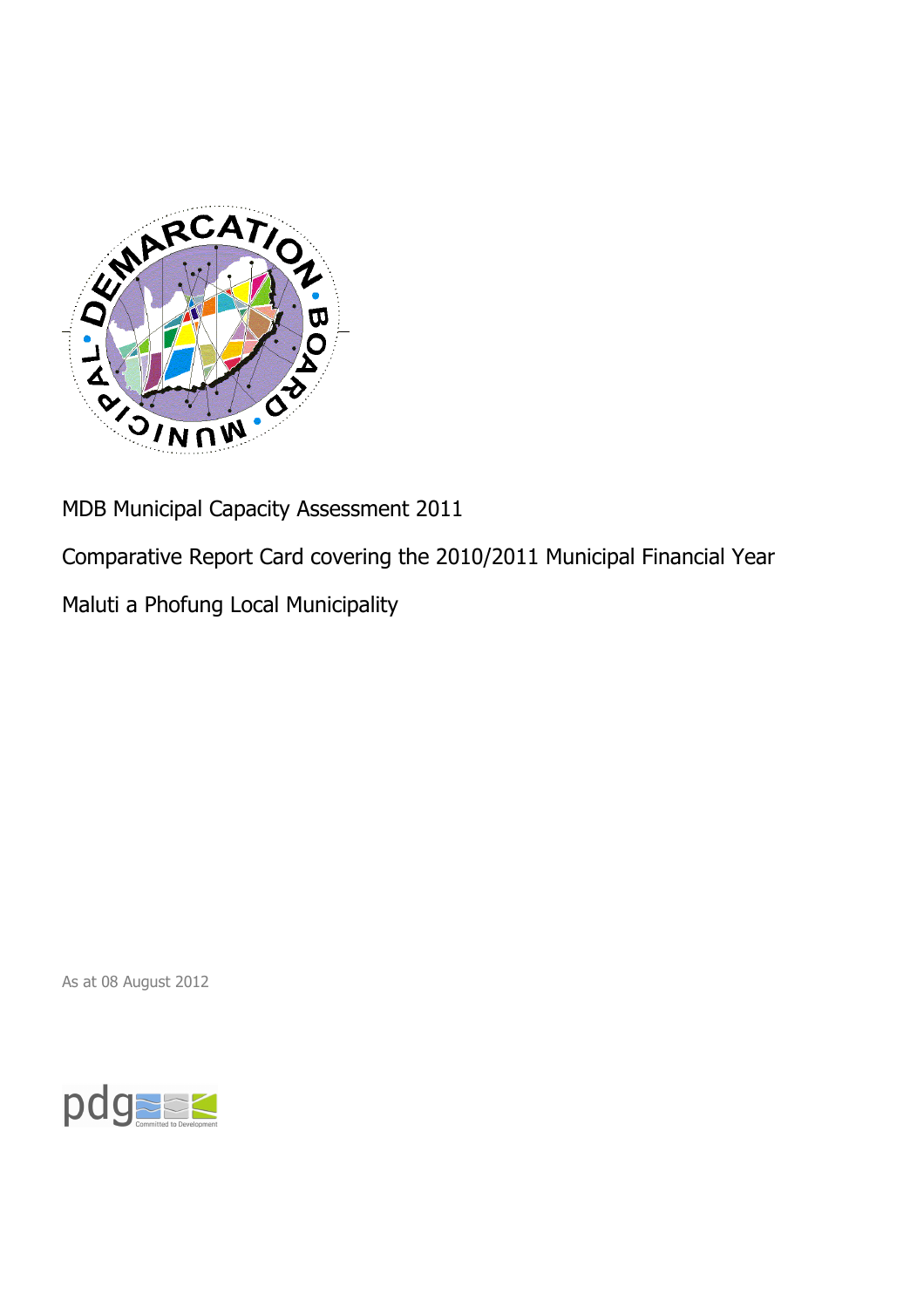MDB Municipal Capacity Assessment 2011

Comparative Report Card covering the 2010/2011 Municipal Financial Year

Maluti a Phofung Local Municipality

As at 08 August 2012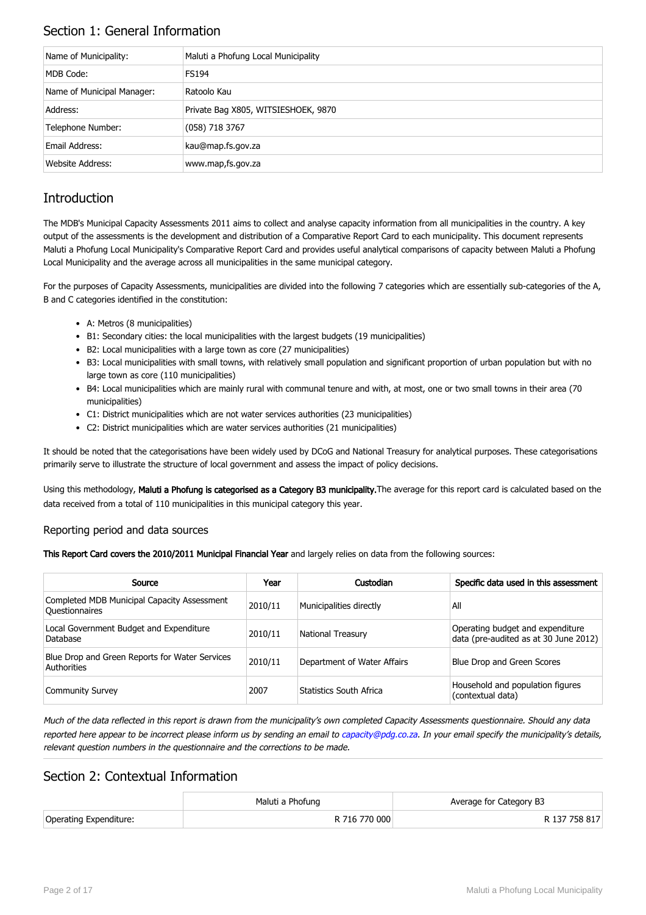## Section 1: General Information

| Name of Municipality: | Maluti a Phofung Local Municipality |
|---|---|
| MDB Code: | FS194 |
| Name of Municipal Manager: | Ratoolo Kau |
| Address: | Private Bag X805, WITSIESHOEK, 9870 |
| Telephone Number: | (058) 718 3767 |
| Email Address: | kau@map.fs.gov.za |
| Website Address: | www.map,fs.gov.za |

## Introduction

The MDB's Municipal Capacity Assessments 2011 aims to collect and analyse capacity information from all municipalities in the country. A key output of the assessments is the development and distribution of a Comparative Report Card to each municipality. This document represents Maluti a Phofung Local Municipality's Comparative Report Card and provides useful analytical comparisons of capacity between Maluti a Phofung Local Municipality and the average across all municipalities in the same municipal category.

For the purposes of Capacity Assessments, municipalities are divided into the following 7 categories which are essentially sub-categories of the A, B and C categories identified in the constitution:

- A: Metros (8 municipalities)
- B1: Secondary cities: the local municipalities with the largest budgets (19 municipalities)
- B2: Local municipalities with a large town as core (27 municipalities)
- B3: Local municipalities with small towns, with relatively small population and significant proportion of urban population but with no large town as core (110 municipalities)
- B4: Local municipalities which are mainly rural with communal tenure and with, at most, one or two small towns in their area (70 municipalities)
- C1: District municipalities which are not water services authorities (23 municipalities)
- C2: District municipalities which are water services authorities (21 municipalities)

It should be noted that the categorisations have been widely used by DCoG and National Treasury for analytical purposes. These categorisations primarily serve to illustrate the structure of local government and assess the impact of policy decisions.

Using this methodology, **Maluti a Phofung is categorised as a Category B3 municipality.** The average for this report card is calculated based on the data received from a total of 110 municipalities in this municipal category this year.

### Reporting period and data sources

**This Report Card covers the 2010/2011 Municipal Financial Year** and largely relies on data from the following sources:

| Source | Year | Custodian | Specific data used in this assessment |
|---|---|---|---|
| Completed MDB Municipal Capacity Assessment Questionnaires | 2010/11 | Municipalities directly | All |
| Local Government Budget and Expenditure Database | 2010/11 | National Treasury | Operating budget and expenditure data (pre-audited as at 30 June 2012) |
| Blue Drop and Green Reports for Water Services Authorities | 2010/11 | Department of Water Affairs | Blue Drop and Green Scores |
| Community Survey | 2007 | Statistics South Africa | Household and population figures (contextual data) |

*Much of the data reflected in this report is drawn from the municipality's own completed Capacity Assessments questionnaire. Should any data reported here appear to be incorrect please inform us by sending an email to capacity@pdg.co.za. In your email specify the municipality's details, relevant question numbers in the questionnaire and the corrections to be made.*

## Section 2: Contextual Information

| | Maluti a Phofung | Average for Category B3 |
|---|---|---|
| Operating Expenditure: | R 716 770 000 | R 137 758 817 |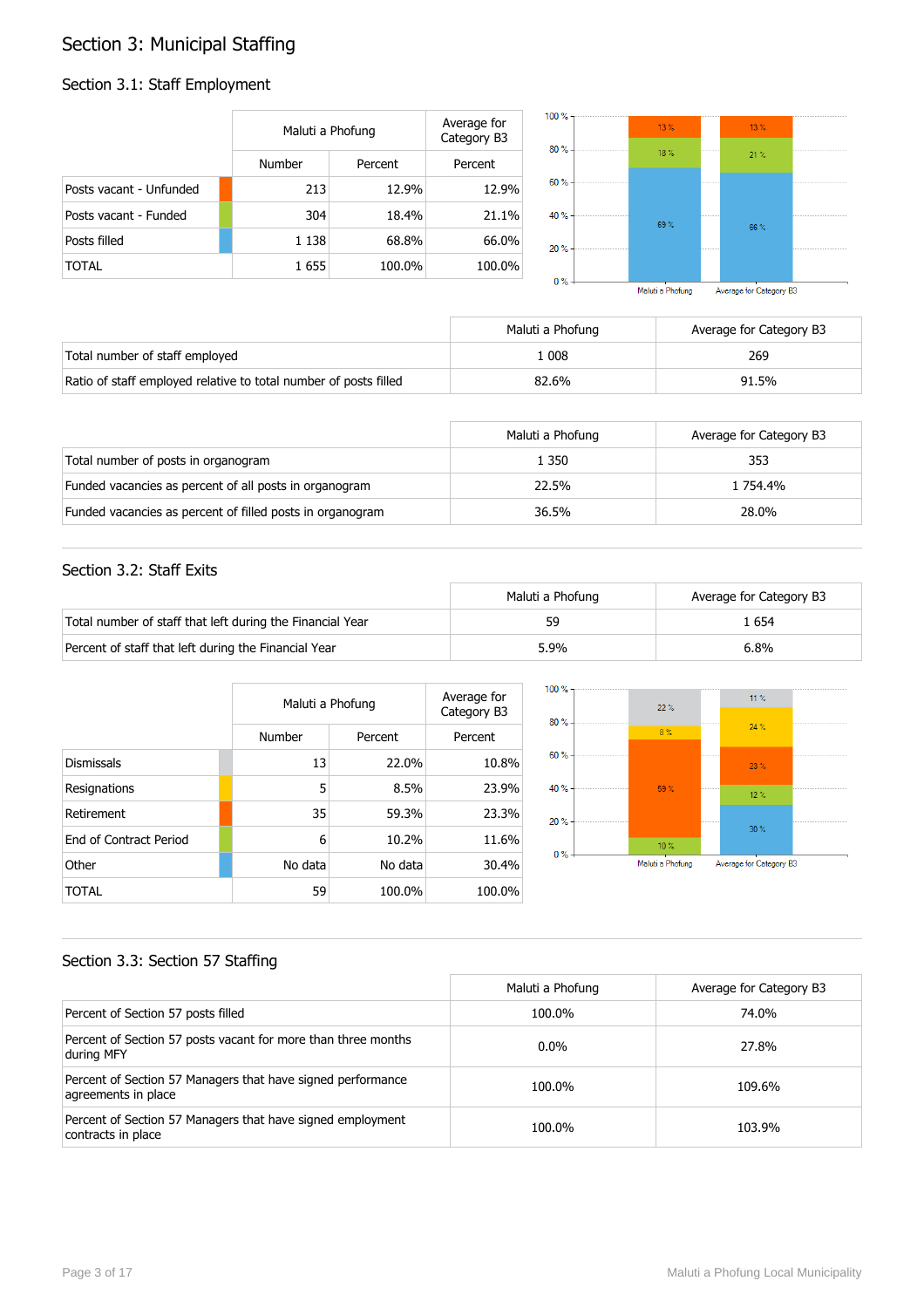# Section 3: Municipal Staffing

## Section 3.1: Staff Employment

| | Maluti a Phofung | | Average for Category B3 |
|---|---|---|---|
| | Number | Percent | Percent |
| Posts vacant - Unfunded | 213 | 12.9% | 12.9% |
| Posts vacant - Funded | 304 | 18.4% | 21.1% |
| Posts filled | 1 138 | 68.8% | 66.0% |
| TOTAL | 1 655 | 100.0% | 100.0% |

| | Maluti a Phofung | Average for Category B3 |
|---|---|---|
| Total number of staff employed | 1 008 | 269 |
| Ratio of staff employed relative to total number of posts filled | 82.6% | 91.5% |

| | Maluti a Phofung | Average for Category B3 |
|---|---|---|
| Total number of posts in organogram | 1 350 | 353 |
| Funded vacancies as percent of all posts in organogram | 22.5% | 1 754.4% |
| Funded vacancies as percent of filled posts in organogram | 36.5% | 28.0% |

## Section 3.2: Staff Exits

| | Maluti a Phofung | Average for Category B3 |
|---|---|---|
| Total number of staff that left during the Financial Year | 59 | 1 654 |
| Percent of staff that left during the Financial Year | 5.9% | 6.8% |

| | Maluti a Phofung | | Average for Category B3 |
|---|---|---|---|
| | Number | Percent | Percent |
| Dismissals | 13 | 22.0% | 10.8% |
| Resignations | 5 | 8.5% | 23.9% |
| Retirement | 35 | 59.3% | 23.3% |
| End of Contract Period | 6 | 10.2% | 11.6% |
| Other | No data | No data | 30.4% |
| TOTAL | 59 | 100.0% | 100.0% |

## Section 3.3: Section 57 Staffing

| | Maluti a Phofung | Average for Category B3 |
|---|---|---|
| Percent of Section 57 posts filled | 100.0% | 74.0% |
| Percent of Section 57 posts vacant for more than three months during MFY | 0.0% | 27.8% |
| Percent of Section 57 Managers that have signed performance agreements in place | 100.0% | 109.6% |
| Percent of Section 57 Managers that have signed employment contracts in place | 100.0% | 103.9% |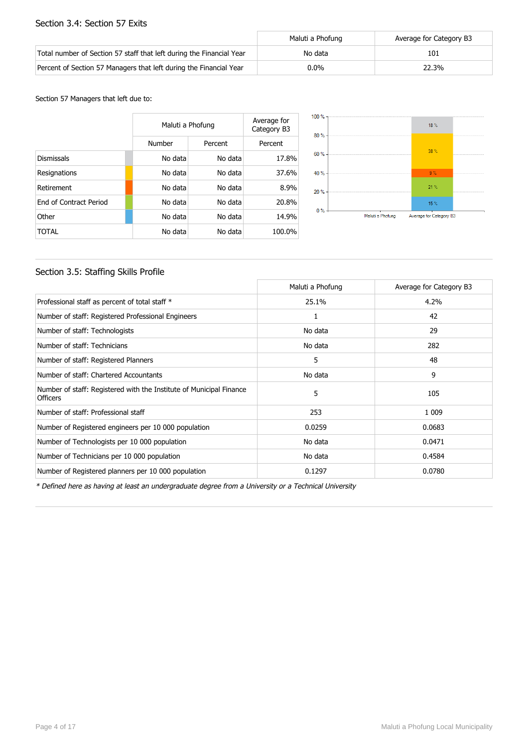## Section 3.4: Section 57 Exits

| | Maluti a Phofung | Average for Category B3 |
|---|---|---|
| Total number of Section 57 staff that left during the Financial Year | No data | 101 |
| Percent of Section 57 Managers that left during the Financial Year | 0.0% | 22.3% |

Section 57 Managers that left due to:

| | Maluti a Phofung | | Average for Category B3 |
|---|---|---|---|
| | Number | Percent | Percent |
| Dismissals | No data | No data | 17.8% |
| Resignations | No data | No data | 37.6% |
| Retirement | No data | No data | 8.9% |
| End of Contract Period | No data | No data | 20.8% |
| Other | No data | No data | 14.9% |
| TOTAL | No data | No data | 100.0% |

## Section 3.5: Staffing Skills Profile

| | Maluti a Phofung | Average for Category B3 |
|---|---|---|
| Professional staff as percent of total staff * | 25.1% | 4.2% |
| Number of staff: Registered Professional Engineers | 1 | 42 |
| Number of staff: Technologists | No data | 29 |
| Number of staff: Technicians | No data | 282 |
| Number of staff: Registered Planners | 5 | 48 |
| Number of staff: Chartered Accountants | No data | 9 |
| Number of staff: Registered with the Institute of Municipal Finance Officers | 5 | 105 |
| Number of staff: Professional staff | 253 | 1 009 |
| Number of Registered engineers per 10 000 population | 0.0259 | 0.0683 |
| Number of Technologists per 10 000 population | No data | 0.0471 |
| Number of Technicians per 10 000 population | No data | 0.4584 |
| Number of Registered planners per 10 000 population | 0.1297 | 0.0780 |

*\* Defined here as having at least an undergraduate degree from a University or a Technical University*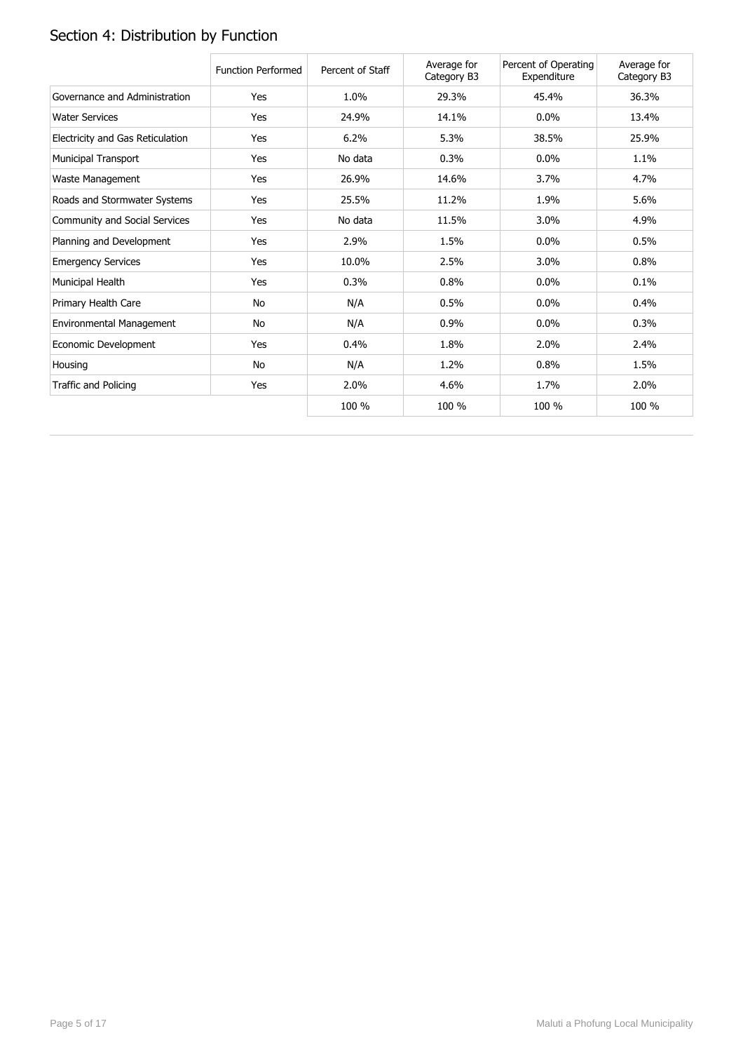## Section 4: Distribution by Function

| | Function Performed | Percent of Staff | Average for Category B3 | Percent of Operating Expenditure | Average for Category B3 |
|---|---|---|---|---|---|
| Governance and Administration | Yes | 1.0% | 29.3% | 45.4% | 36.3% |
| Water Services | Yes | 24.9% | 14.1% | 0.0% | 13.4% |
| Electricity and Gas Reticulation | Yes | 6.2% | 5.3% | 38.5% | 25.9% |
| Municipal Transport | Yes | No data | 0.3% | 0.0% | 1.1% |
| Waste Management | Yes | 26.9% | 14.6% | 3.7% | 4.7% |
| Roads and Stormwater Systems | Yes | 25.5% | 11.2% | 1.9% | 5.6% |
| Community and Social Services | Yes | No data | 11.5% | 3.0% | 4.9% |
| Planning and Development | Yes | 2.9% | 1.5% | 0.0% | 0.5% |
| Emergency Services | Yes | 10.0% | 2.5% | 3.0% | 0.8% |
| Municipal Health | Yes | 0.3% | 0.8% | 0.0% | 0.1% |
| Primary Health Care | No | N/A | 0.5% | 0.0% | 0.4% |
| Environmental Management | No | N/A | 0.9% | 0.0% | 0.3% |
| Economic Development | Yes | 0.4% | 1.8% | 2.0% | 2.4% |
| Housing | No | N/A | 1.2% | 0.8% | 1.5% |
| Traffic and Policing | Yes | 2.0% | 4.6% | 1.7% | 2.0% |
| | | 100 % | 100 % | 100 % | 100 % |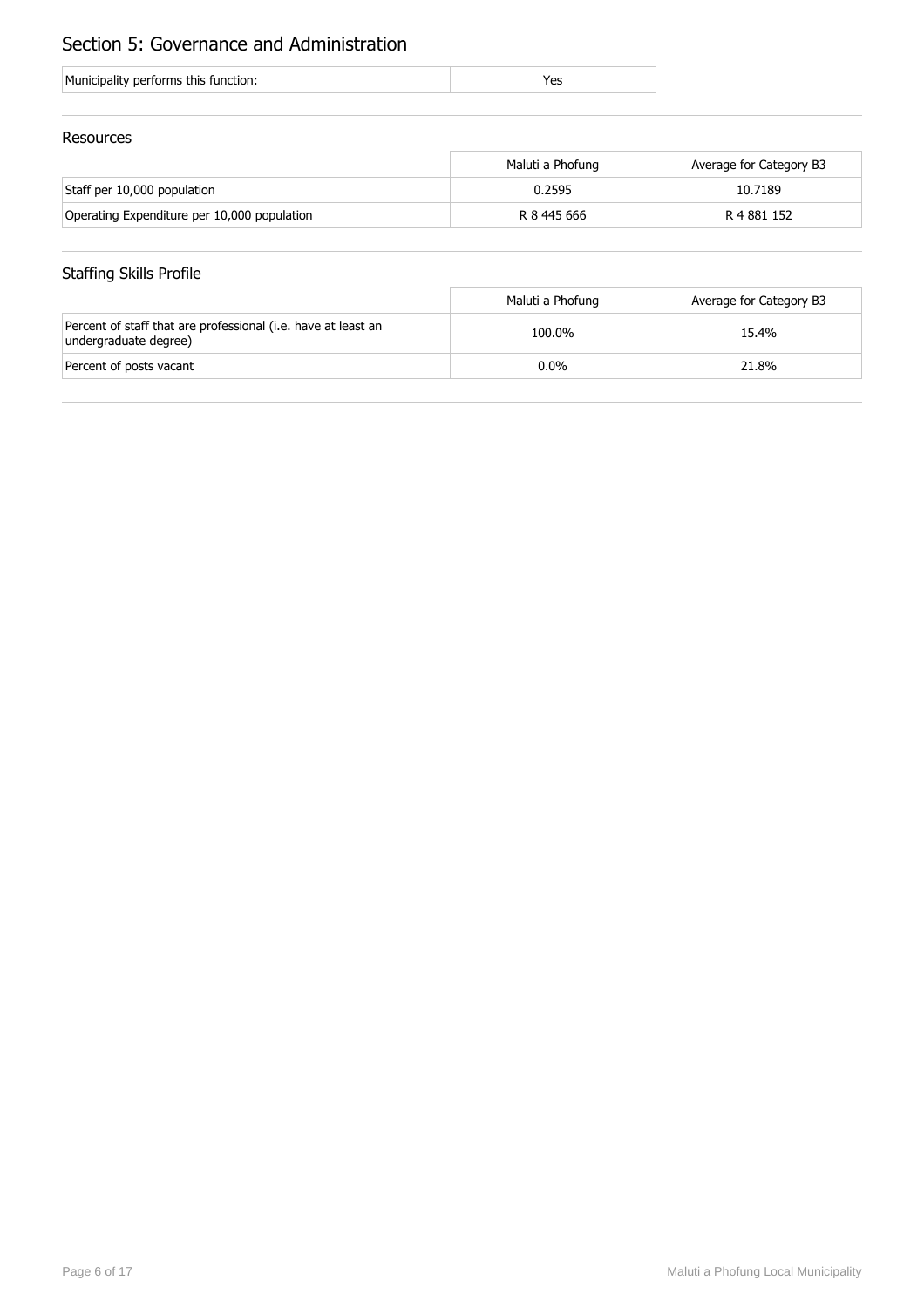# Section 5: Governance and Administration

| Municipality performs this function: | Yes |
| --- | --- |

## Resources

| | Maluti a Phofung | Average for Category B3 |
| --- | --- | --- |
| Staff per 10,000 population | 0.2595 | 10.7189 |
| Operating Expenditure per 10,000 population | R 8 445 666 | R 4 881 152 |

## Staffing Skills Profile

| | Maluti a Phofung | Average for Category B3 |
| --- | --- | --- |
| Percent of staff that are professional (i.e. have at least an undergraduate degree) | 100.0% | 15.4% |
| Percent of posts vacant | 0.0% | 21.8% |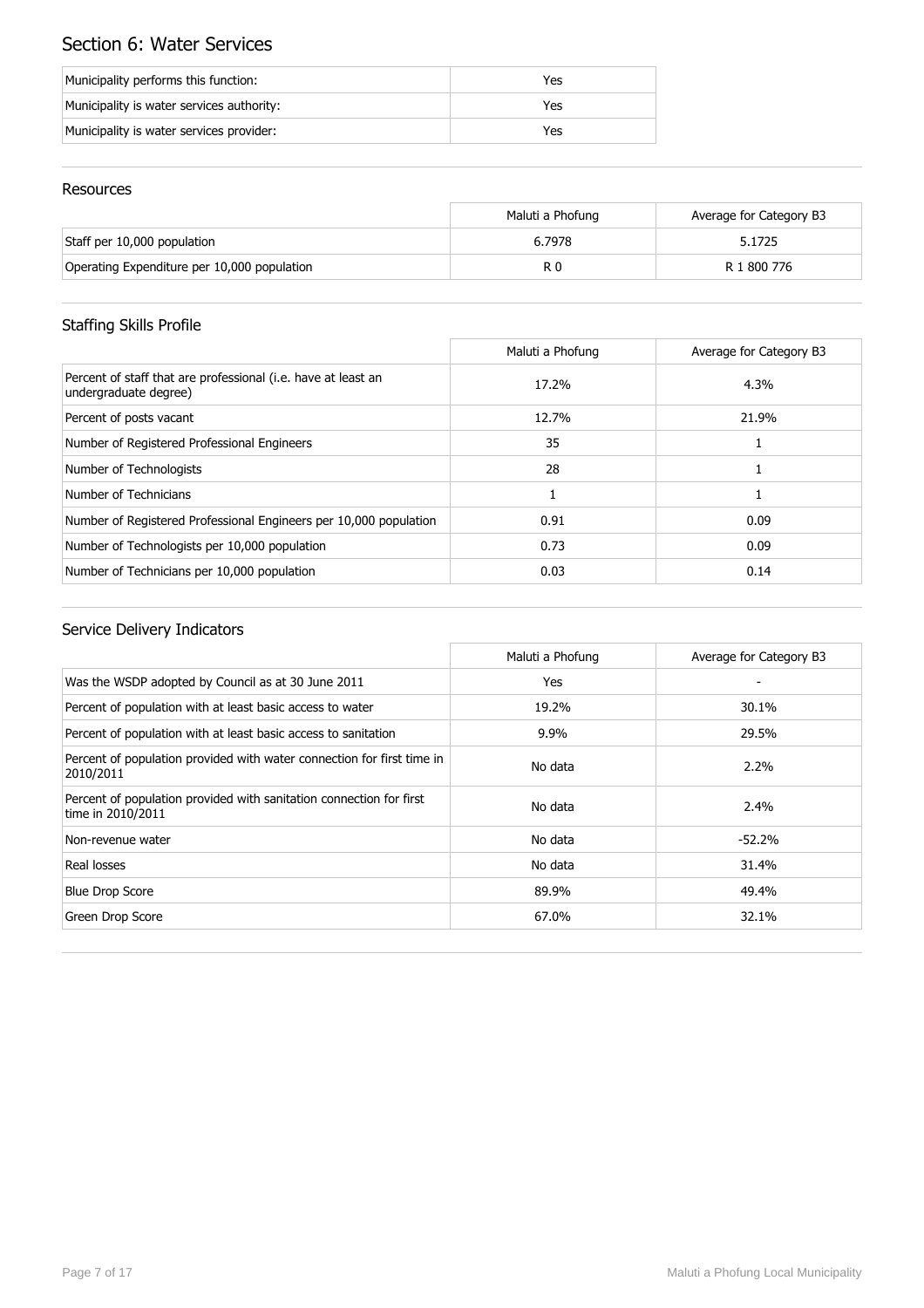## Section 6: Water Services

| | |
|---|---|
| Municipality performs this function: | Yes |
| Municipality is water services authority: | Yes |
| Municipality is water services provider: | Yes |

### Resources

| | Maluti a Phofung | Average for Category B3 |
|---|---|---|
| Staff per 10,000 population | 6.7978 | 5.1725 |
| Operating Expenditure per 10,000 population | R 0 | R 1 800 776 |

### Staffing Skills Profile

| | Maluti a Phofung | Average for Category B3 |
|---|---|---|
| Percent of staff that are professional (i.e. have at least an undergraduate degree) | 17.2% | 4.3% |
| Percent of posts vacant | 12.7% | 21.9% |
| Number of Registered Professional Engineers | 35 | 1 |
| Number of Technologists | 28 | 1 |
| Number of Technicians | 1 | 1 |
| Number of Registered Professional Engineers per 10,000 population | 0.91 | 0.09 |
| Number of Technologists per 10,000 population | 0.73 | 0.09 |
| Number of Technicians per 10,000 population | 0.03 | 0.14 |

### Service Delivery Indicators

| | Maluti a Phofung | Average for Category B3 |
|---|---|---|
| Was the WSDP adopted by Council as at 30 June 2011 | Yes | - |
| Percent of population with at least basic access to water | 19.2% | 30.1% |
| Percent of population with at least basic access to sanitation | 9.9% | 29.5% |
| Percent of population provided with water connection for first time in 2010/2011 | No data | 2.2% |
| Percent of population provided with sanitation connection for first time in 2010/2011 | No data | 2.4% |
| Non-revenue water | No data | -52.2% |
| Real losses | No data | 31.4% |
| Blue Drop Score | 89.9% | 49.4% |
| Green Drop Score | 67.0% | 32.1% |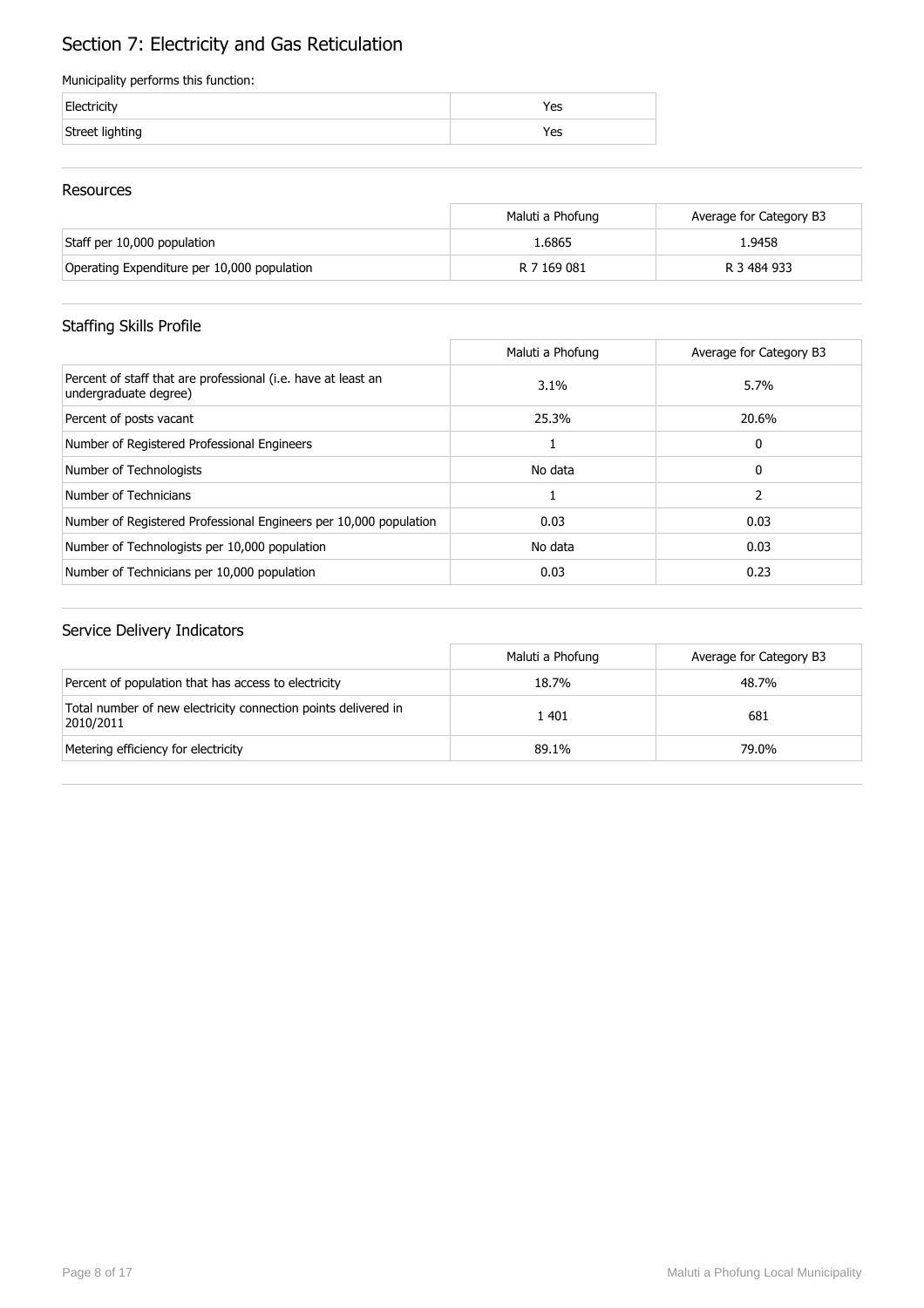# Section 7: Electricity and Gas Reticulation

Municipality performs this function:

| | |
|---|---|
| Electricity | Yes |
| Street lighting | Yes |

## Resources

| | Maluti a Phofung | Average for Category B3 |
|---|---|---|
| Staff per 10,000 population | 1.6865 | 1.9458 |
| Operating Expenditure per 10,000 population | R 7 169 081 | R 3 484 933 |

## Staffing Skills Profile

| | Maluti a Phofung | Average for Category B3 |
|---|---|---|
| Percent of staff that are professional (i.e. have at least an undergraduate degree) | 3.1% | 5.7% |
| Percent of posts vacant | 25.3% | 20.6% |
| Number of Registered Professional Engineers | 1 | 0 |
| Number of Technologists | No data | 0 |
| Number of Technicians | 1 | 2 |
| Number of Registered Professional Engineers per 10,000 population | 0.03 | 0.03 |
| Number of Technologists per 10,000 population | No data | 0.03 |
| Number of Technicians per 10,000 population | 0.03 | 0.23 |

## Service Delivery Indicators

| | Maluti a Phofung | Average for Category B3 |
|---|---|---|
| Percent of population that has access to electricity | 18.7% | 48.7% |
| Total number of new electricity connection points delivered in 2010/2011 | 1 401 | 681 |
| Metering efficiency for electricity | 89.1% | 79.0% |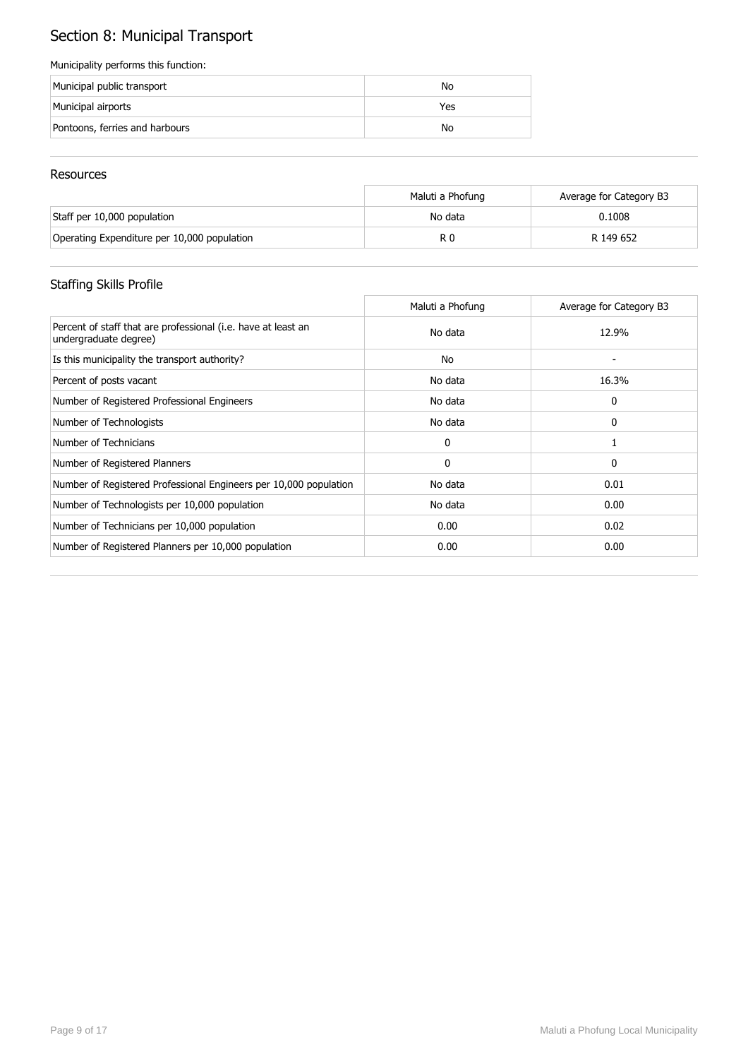# Section 8: Municipal Transport

Municipality performs this function:

| | |
|---|---|
| Municipal public transport | No |
| Municipal airports | Yes |
| Pontoons, ferries and harbours | No |

## Resources

| | Maluti a Phofung | Average for Category B3 |
|---|---|---|
| Staff per 10,000 population | No data | 0.1008 |
| Operating Expenditure per 10,000 population | R 0 | R 149 652 |

## Staffing Skills Profile

| | Maluti a Phofung | Average for Category B3 |
|---|---|---|
| Percent of staff that are professional (i.e. have at least an undergraduate degree) | No data | 12.9% |
| Is this municipality the transport authority? | No | - |
| Percent of posts vacant | No data | 16.3% |
| Number of Registered Professional Engineers | No data | 0 |
| Number of Technologists | No data | 0 |
| Number of Technicians | 0 | 1 |
| Number of Registered Planners | 0 | 0 |
| Number of Registered Professional Engineers per 10,000 population | No data | 0.01 |
| Number of Technologists per 10,000 population | No data | 0.00 |
| Number of Technicians per 10,000 population | 0.00 | 0.02 |
| Number of Registered Planners per 10,000 population | 0.00 | 0.00 |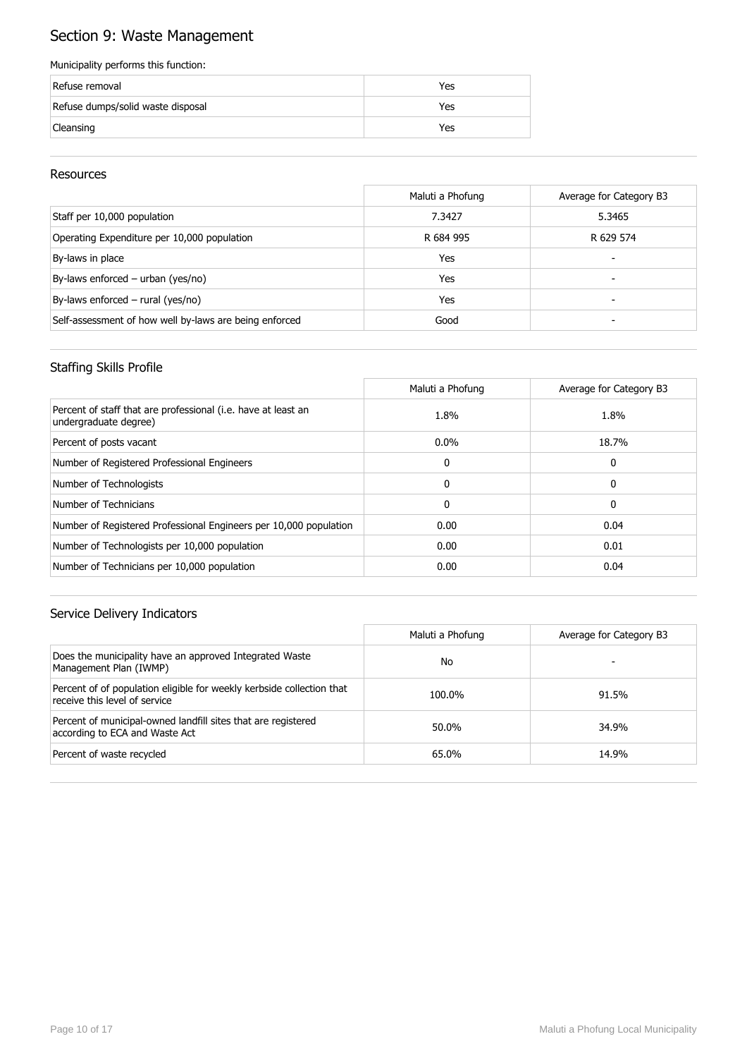# Section 9: Waste Management

Municipality performs this function:

| | |
|---|---|
| Refuse removal | Yes |
| Refuse dumps/solid waste disposal | Yes |
| Cleansing | Yes |

## Resources

| | Maluti a Phofung | Average for Category B3 |
|---|---|---|
| Staff per 10,000 population | 7.3427 | 5.3465 |
| Operating Expenditure per 10,000 population | R 684 995 | R 629 574 |
| By-laws in place | Yes | - |
| By-laws enforced – urban (yes/no) | Yes | - |
| By-laws enforced – rural (yes/no) | Yes | - |
| Self-assessment of how well by-laws are being enforced | Good | - |

## Staffing Skills Profile

| | Maluti a Phofung | Average for Category B3 |
|---|---|---|
| Percent of staff that are professional (i.e. have at least an undergraduate degree) | 1.8% | 1.8% |
| Percent of posts vacant | 0.0% | 18.7% |
| Number of Registered Professional Engineers | 0 | 0 |
| Number of Technologists | 0 | 0 |
| Number of Technicians | 0 | 0 |
| Number of Registered Professional Engineers per 10,000 population | 0.00 | 0.04 |
| Number of Technologists per 10,000 population | 0.00 | 0.01 |
| Number of Technicians per 10,000 population | 0.00 | 0.04 |

## Service Delivery Indicators

| | Maluti a Phofung | Average for Category B3 |
|---|---|---|
| Does the municipality have an approved Integrated Waste Management Plan (IWMP) | No | - |
| Percent of of population eligible for weekly kerbside collection that receive this level of service | 100.0% | 91.5% |
| Percent of municipal-owned landfill sites that are registered according to ECA and Waste Act | 50.0% | 34.9% |
| Percent of waste recycled | 65.0% | 14.9% |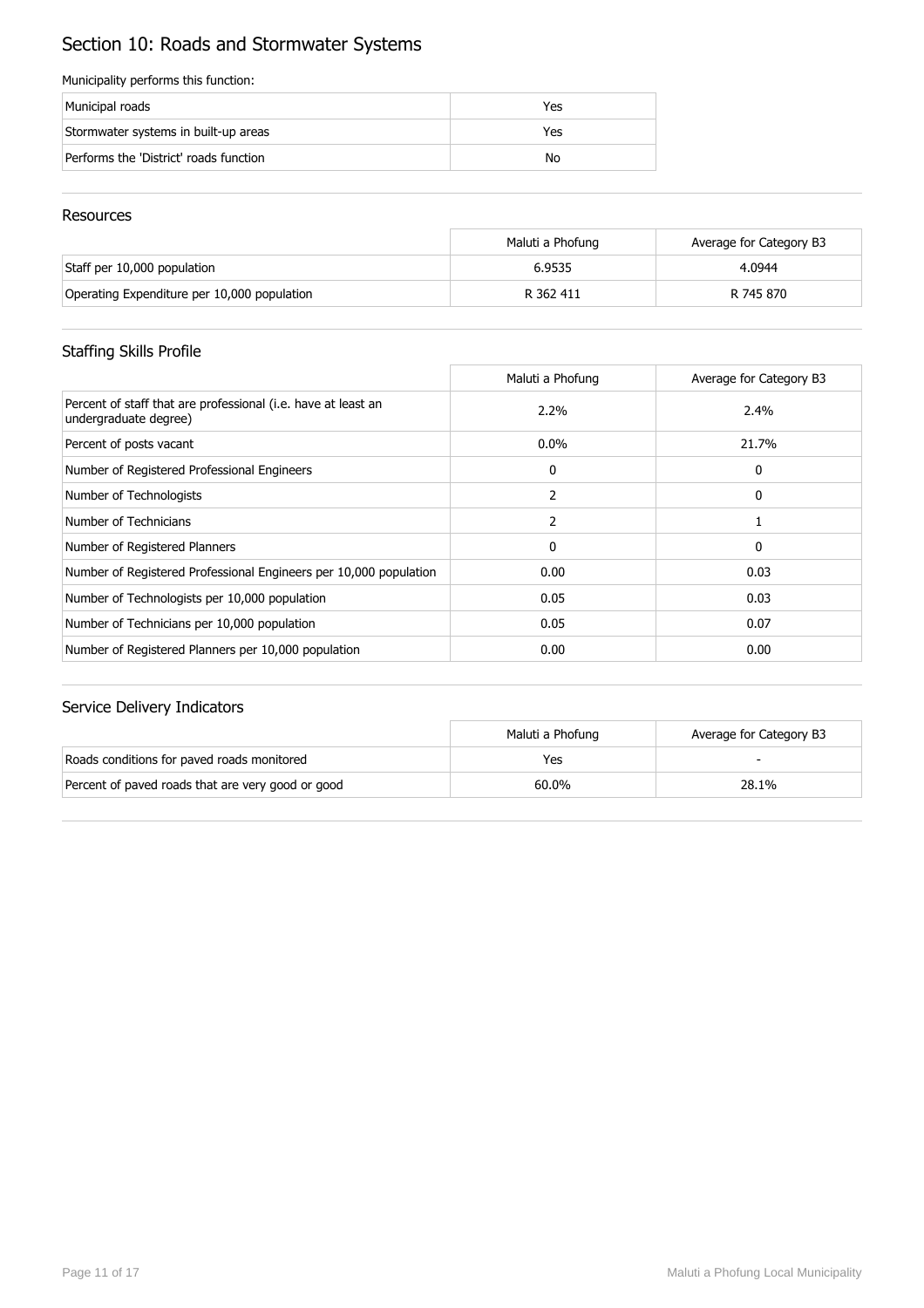# Section 10: Roads and Stormwater Systems

Municipality performs this function:

| | |
|---|---|
| Municipal roads | Yes |
| Stormwater systems in built-up areas | Yes |
| Performs the 'District' roads function | No |

## Resources

| | Maluti a Phofung | Average for Category B3 |
|---|---|---|
| Staff per 10,000 population | 6.9535 | 4.0944 |
| Operating Expenditure per 10,000 population | R 362 411 | R 745 870 |

## Staffing Skills Profile

| | Maluti a Phofung | Average for Category B3 |
|---|---|---|
| Percent of staff that are professional (i.e. have at least an undergraduate degree) | 2.2% | 2.4% |
| Percent of posts vacant | 0.0% | 21.7% |
| Number of Registered Professional Engineers | 0 | 0 |
| Number of Technologists | 2 | 0 |
| Number of Technicians | 2 | 1 |
| Number of Registered Planners | 0 | 0 |
| Number of Registered Professional Engineers per 10,000 population | 0.00 | 0.03 |
| Number of Technologists per 10,000 population | 0.05 | 0.03 |
| Number of Technicians per 10,000 population | 0.05 | 0.07 |
| Number of Registered Planners per 10,000 population | 0.00 | 0.00 |

## Service Delivery Indicators

| | Maluti a Phofung | Average for Category B3 |
|---|---|---|
| Roads conditions for paved roads monitored | Yes | - |
| Percent of paved roads that are very good or good | 60.0% | 28.1% |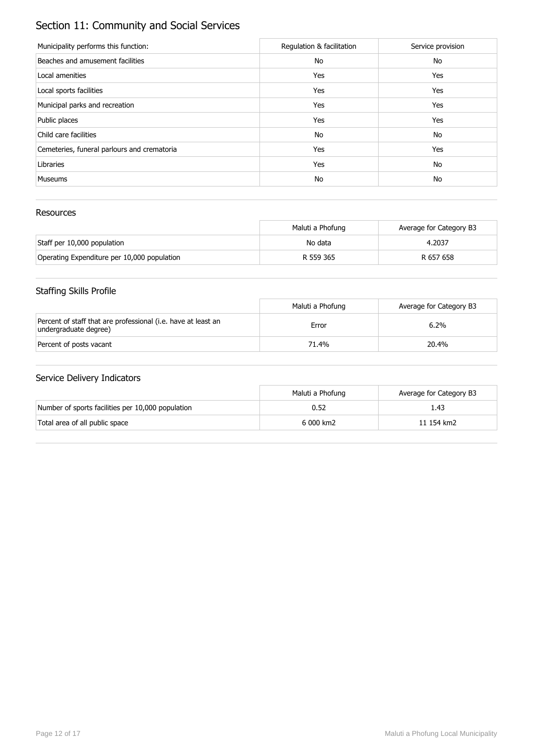# Section 11: Community and Social Services

| Municipality performs this function: | Regulation & facilitation | Service provision |
| --- | --- | --- |
| Beaches and amusement facilities | No | No |
| Local amenities | Yes | Yes |
| Local sports facilities | Yes | Yes |
| Municipal parks and recreation | Yes | Yes |
| Public places | Yes | Yes |
| Child care facilities | No | No |
| Cemeteries, funeral parlours and crematoria | Yes | Yes |
| Libraries | Yes | No |
| Museums | No | No |

## Resources

| | Maluti a Phofung | Average for Category B3 |
| --- | --- | --- |
| Staff per 10,000 population | No data | 4.2037 |
| Operating Expenditure per 10,000 population | R 559 365 | R 657 658 |

## Staffing Skills Profile

| | Maluti a Phofung | Average for Category B3 |
| --- | --- | --- |
| Percent of staff that are professional (i.e. have at least an undergraduate degree) | Error | 6.2% |
| Percent of posts vacant | 71.4% | 20.4% |

## Service Delivery Indicators

| | Maluti a Phofung | Average for Category B3 |
| --- | --- | --- |
| Number of sports facilities per 10,000 population | 0.52 | 1.43 |
| Total area of all public space | 6 000 km2 | 11 154 km2 |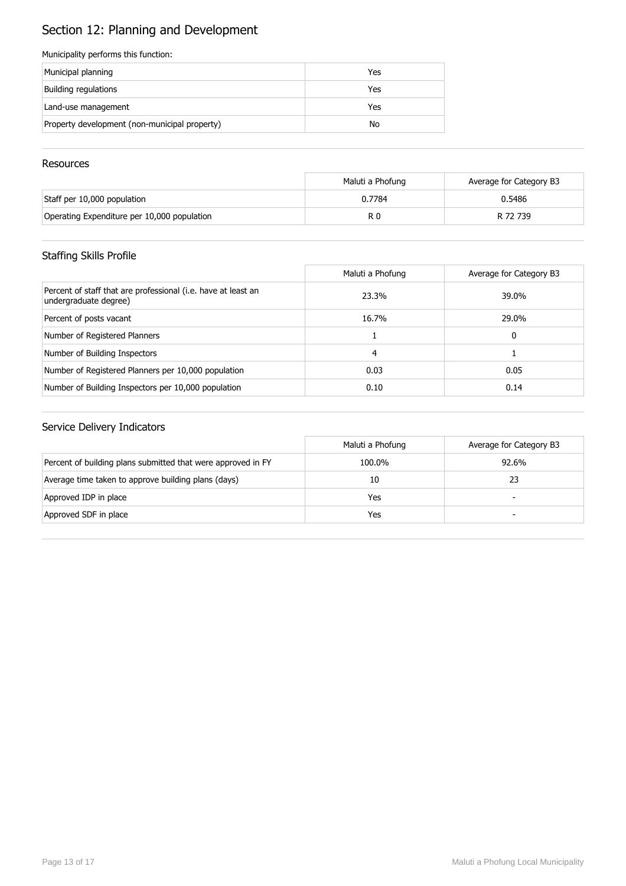# Section 12: Planning and Development

Municipality performs this function:

| | |
|---|---|
| Municipal planning | Yes |
| Building regulations | Yes |
| Land-use management | Yes |
| Property development (non-municipal property) | No |

## Resources

| | Maluti a Phofung | Average for Category B3 |
|---|---|---|
| Staff per 10,000 population | 0.7784 | 0.5486 |
| Operating Expenditure per 10,000 population | R 0 | R 72 739 |

## Staffing Skills Profile

| | Maluti a Phofung | Average for Category B3 |
|---|---|---|
| Percent of staff that are professional (i.e. have at least an undergraduate degree) | 23.3% | 39.0% |
| Percent of posts vacant | 16.7% | 29.0% |
| Number of Registered Planners | 1 | 0 |
| Number of Building Inspectors | 4 | 1 |
| Number of Registered Planners per 10,000 population | 0.03 | 0.05 |
| Number of Building Inspectors per 10,000 population | 0.10 | 0.14 |

## Service Delivery Indicators

| | Maluti a Phofung | Average for Category B3 |
|---|---|---|
| Percent of building plans submitted that were approved in FY | 100.0% | 92.6% |
| Average time taken to approve building plans (days) | 10 | 23 |
| Approved IDP in place | Yes | - |
| Approved SDF in place | Yes | - |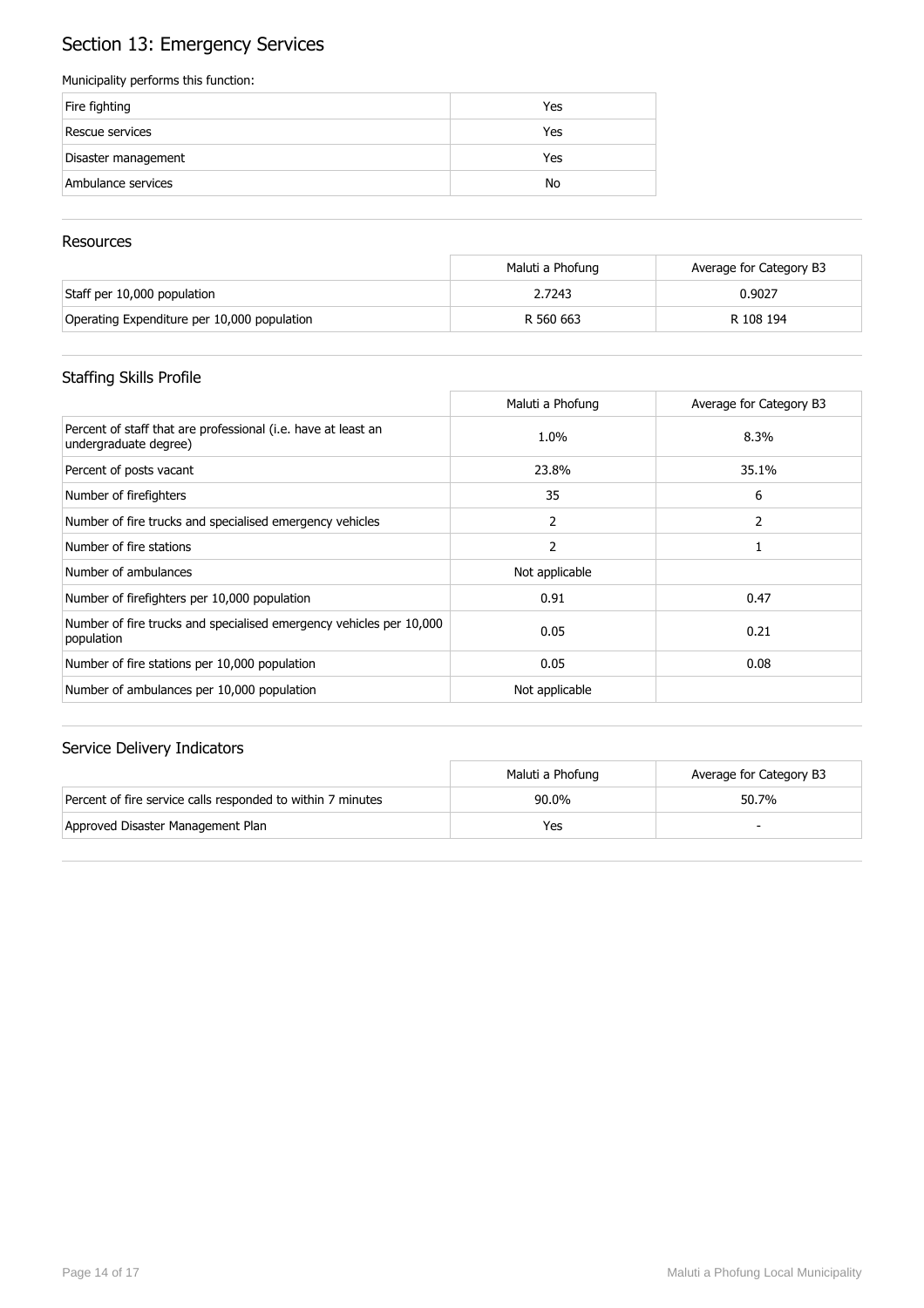# Section 13: Emergency Services

Municipality performs this function:

| | |
|---|---|
| Fire fighting | Yes |
| Rescue services | Yes |
| Disaster management | Yes |
| Ambulance services | No |

## Resources

| | Maluti a Phofung | Average for Category B3 |
|---|---|---|
| Staff per 10,000 population | 2.7243 | 0.9027 |
| Operating Expenditure per 10,000 population | R 560 663 | R 108 194 |

## Staffing Skills Profile

| | Maluti a Phofung | Average for Category B3 |
|---|---|---|
| Percent of staff that are professional (i.e. have at least an undergraduate degree) | 1.0% | 8.3% |
| Percent of posts vacant | 23.8% | 35.1% |
| Number of firefighters | 35 | 6 |
| Number of fire trucks and specialised emergency vehicles | 2 | 2 |
| Number of fire stations | 2 | 1 |
| Number of ambulances | Not applicable | |
| Number of firefighters per 10,000 population | 0.91 | 0.47 |
| Number of fire trucks and specialised emergency vehicles per 10,000 population | 0.05 | 0.21 |
| Number of fire stations per 10,000 population | 0.05 | 0.08 |
| Number of ambulances per 10,000 population | Not applicable | |

## Service Delivery Indicators

| | Maluti a Phofung | Average for Category B3 |
|---|---|---|
| Percent of fire service calls responded to within 7 minutes | 90.0% | 50.7% |
| Approved Disaster Management Plan | Yes | - |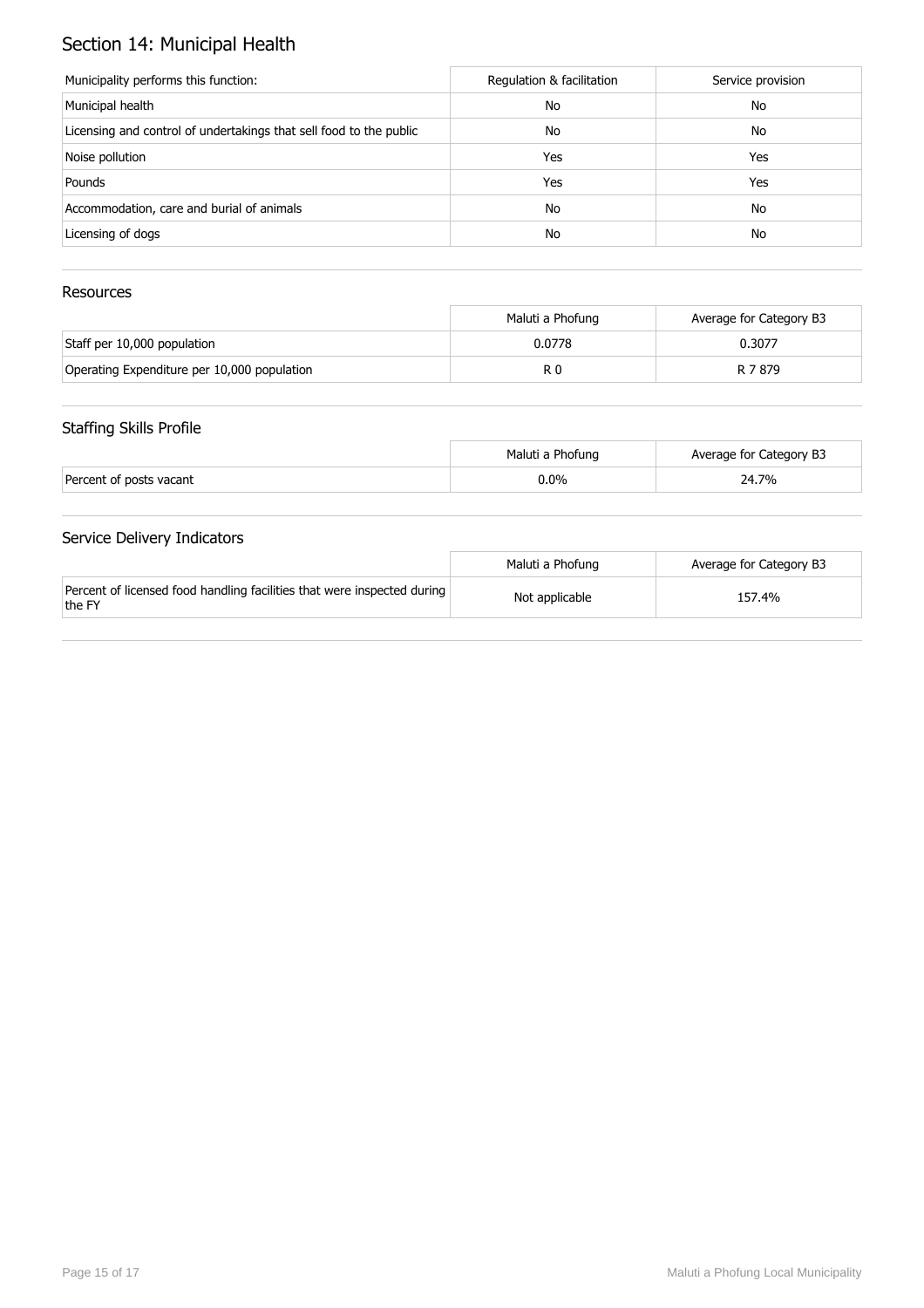# Section 14: Municipal Health

| Municipality performs this function: | Regulation & facilitation | Service provision |
|---|---|---|
| Municipal health | No | No |
| Licensing and control of undertakings that sell food to the public | No | No |
| Noise pollution | Yes | Yes |
| Pounds | Yes | Yes |
| Accommodation, care and burial of animals | No | No |
| Licensing of dogs | No | No |

## Resources

| | Maluti a Phofung | Average for Category B3 |
|---|---|---|
| Staff per 10,000 population | 0.0778 | 0.3077 |
| Operating Expenditure per 10,000 population | R 0 | R 7 879 |

## Staffing Skills Profile

| | Maluti a Phofung | Average for Category B3 |
|---|---|---|
| Percent of posts vacant | 0.0% | 24.7% |

## Service Delivery Indicators

| | Maluti a Phofung | Average for Category B3 |
|---|---|---|
| Percent of licensed food handling facilities that were inspected during the FY | Not applicable | 157.4% |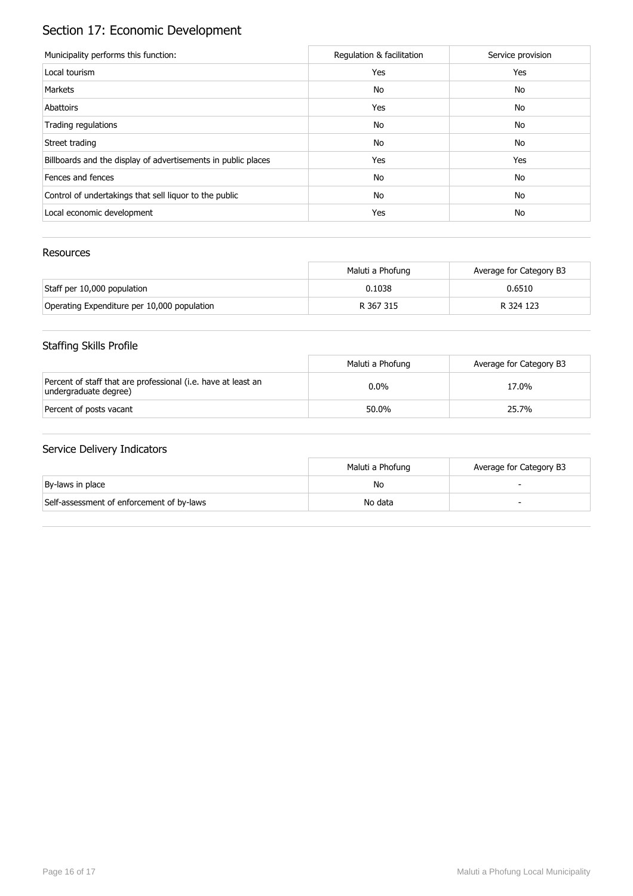# Section 17: Economic Development

| Municipality performs this function: | Regulation & facilitation | Service provision |
|---|---|---|
| Local tourism | Yes | Yes |
| Markets | No | No |
| Abattoirs | Yes | No |
| Trading regulations | No | No |
| Street trading | No | No |
| Billboards and the display of advertisements in public places | Yes | Yes |
| Fences and fences | No | No |
| Control of undertakings that sell liquor to the public | No | No |
| Local economic development | Yes | No |

## Resources

| | Maluti a Phofung | Average for Category B3 |
|---|---|---|
| Staff per 10,000 population | 0.1038 | 0.6510 |
| Operating Expenditure per 10,000 population | R 367 315 | R 324 123 |

## Staffing Skills Profile

| | Maluti a Phofung | Average for Category B3 |
|---|---|---|
| Percent of staff that are professional (i.e. have at least an undergraduate degree) | 0.0% | 17.0% |
| Percent of posts vacant | 50.0% | 25.7% |

## Service Delivery Indicators

| | Maluti a Phofung | Average for Category B3 |
|---|---|---|
| By-laws in place | No | - |
| Self-assessment of enforcement of by-laws | No data | - |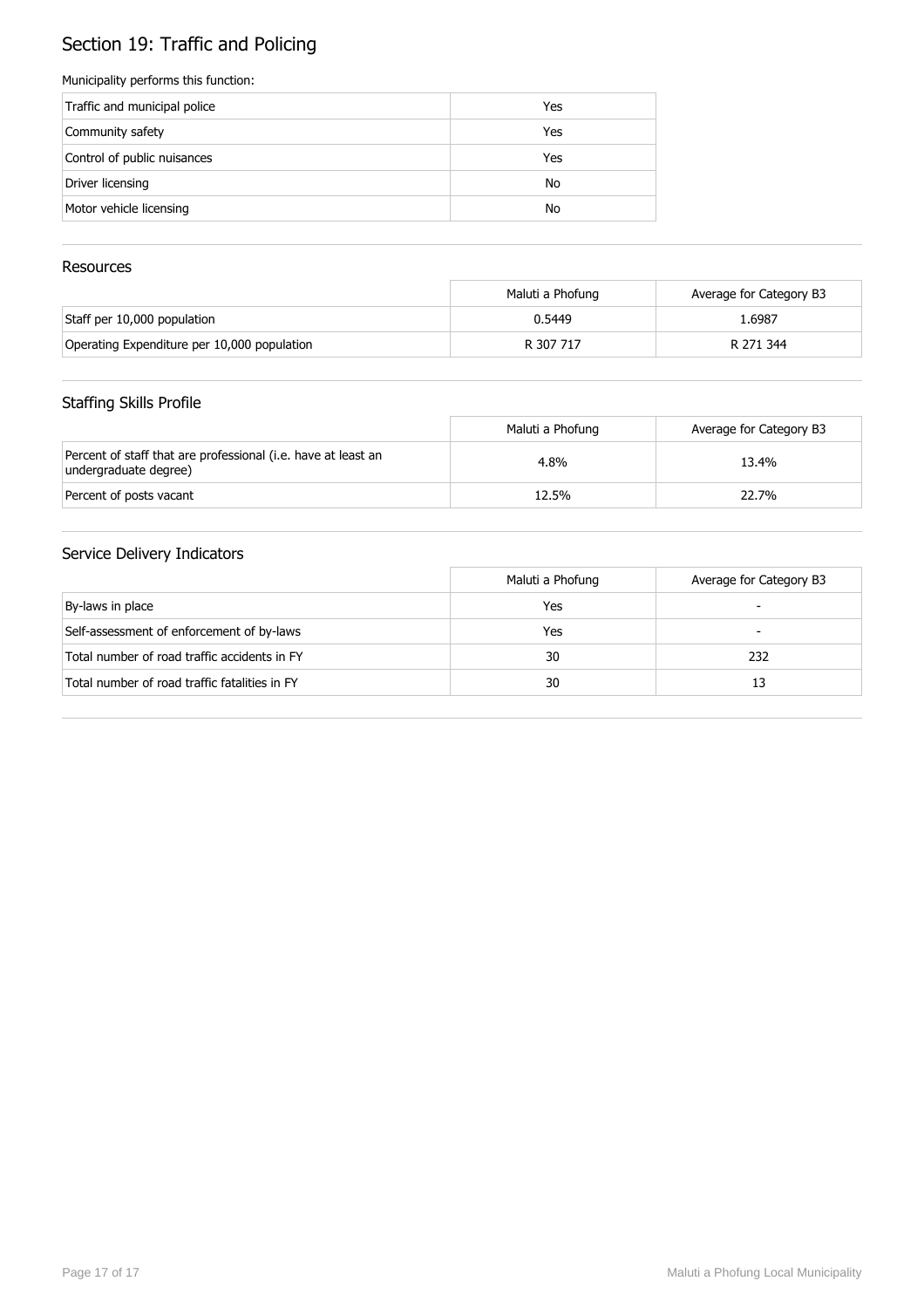# Section 19: Traffic and Policing

Municipality performs this function:

| | |
|---|---|
| Traffic and municipal police | Yes |
| Community safety | Yes |
| Control of public nuisances | Yes |
| Driver licensing | No |
| Motor vehicle licensing | No |

## Resources

| | Maluti a Phofung | Average for Category B3 |
|---|---|---|
| Staff per 10,000 population | 0.5449 | 1.6987 |
| Operating Expenditure per 10,000 population | R 307 717 | R 271 344 |

## Staffing Skills Profile

| | Maluti a Phofung | Average for Category B3 |
|---|---|---|
| Percent of staff that are professional (i.e. have at least an undergraduate degree) | 4.8% | 13.4% |
| Percent of posts vacant | 12.5% | 22.7% |

## Service Delivery Indicators

| | Maluti a Phofung | Average for Category B3 |
|---|---|---|
| By-laws in place | Yes | - |
| Self-assessment of enforcement of by-laws | Yes | - |
| Total number of road traffic accidents in FY | 30 | 232 |
| Total number of road traffic fatalities in FY | 30 | 13 |